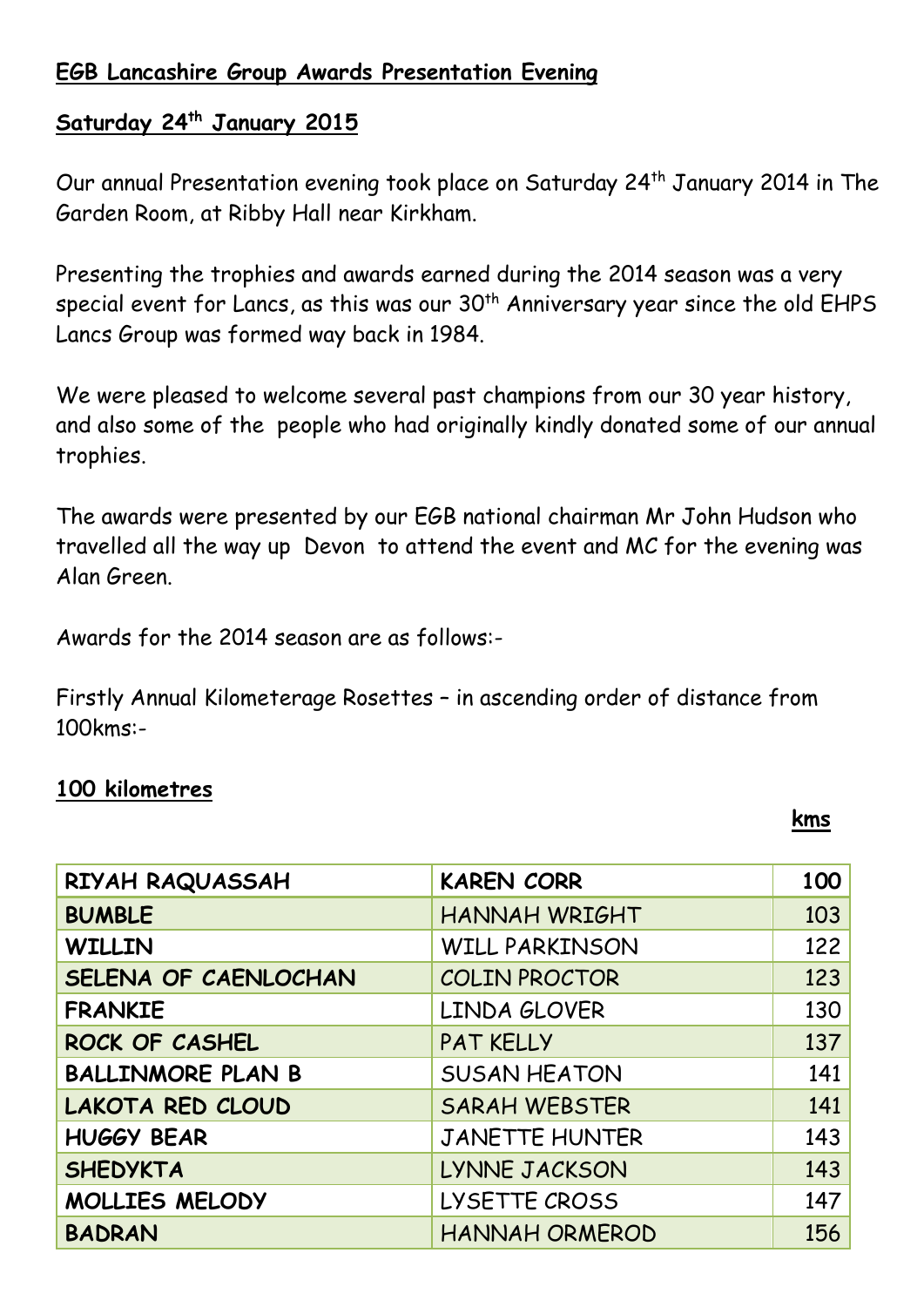**EGB Lancashire Group Awards Presentation Evening**

**Saturday 24th January 2015**

Our annual Presentation evening took place on Saturday 24th January 2014 in The Garden Room, at Ribby Hall near Kirkham.

Presenting the trophies and awards earned during the 2014 season was a very special event for Lancs, as this was our 30th Anniversary year since the old EHPS Lancs Group was formed way back in 1984.

We were pleased to welcome several past champions from our 30 year history, and also some of the  people who had originally kindly donated some of our annual trophies.

The awards were presented by our EGB national chairman Mr John Hudson who travelled all the way up  Devon  to attend the event and MC for the evening was Alan Green.

Awards for the 2014 season are as follows:-

Firstly Annual Kilometerage Rosettes – in ascending order of distance from 100kms:-

**100 kilometres**

| | | **kms** |
|---|---|---|
| **RIYAH RAQUASSAH** | **KAREN CORR** | **100** |
| **BUMBLE** | HANNAH WRIGHT | 103 |
| **WILLIN** | WILL PARKINSON | 122 |
| **SELENA OF CAENLOCHAN** | COLIN PROCTOR | 123 |
| **FRANKIE** | LINDA GLOVER | 130 |
| **ROCK OF CASHEL** | PAT KELLY | 137 |
| **BALLINMORE PLAN B** | SUSAN HEATON | 141 |
| **LAKOTA RED CLOUD** | SARAH WEBSTER | 141 |
| **HUGGY BEAR** | JANETTE HUNTER | 143 |
| **SHEDYKTA** | LYNNE JACKSON | 143 |
| **MOLLIES MELODY** | LYSETTE CROSS | 147 |
| **BADRAN** | HANNAH ORMEROD | 156 |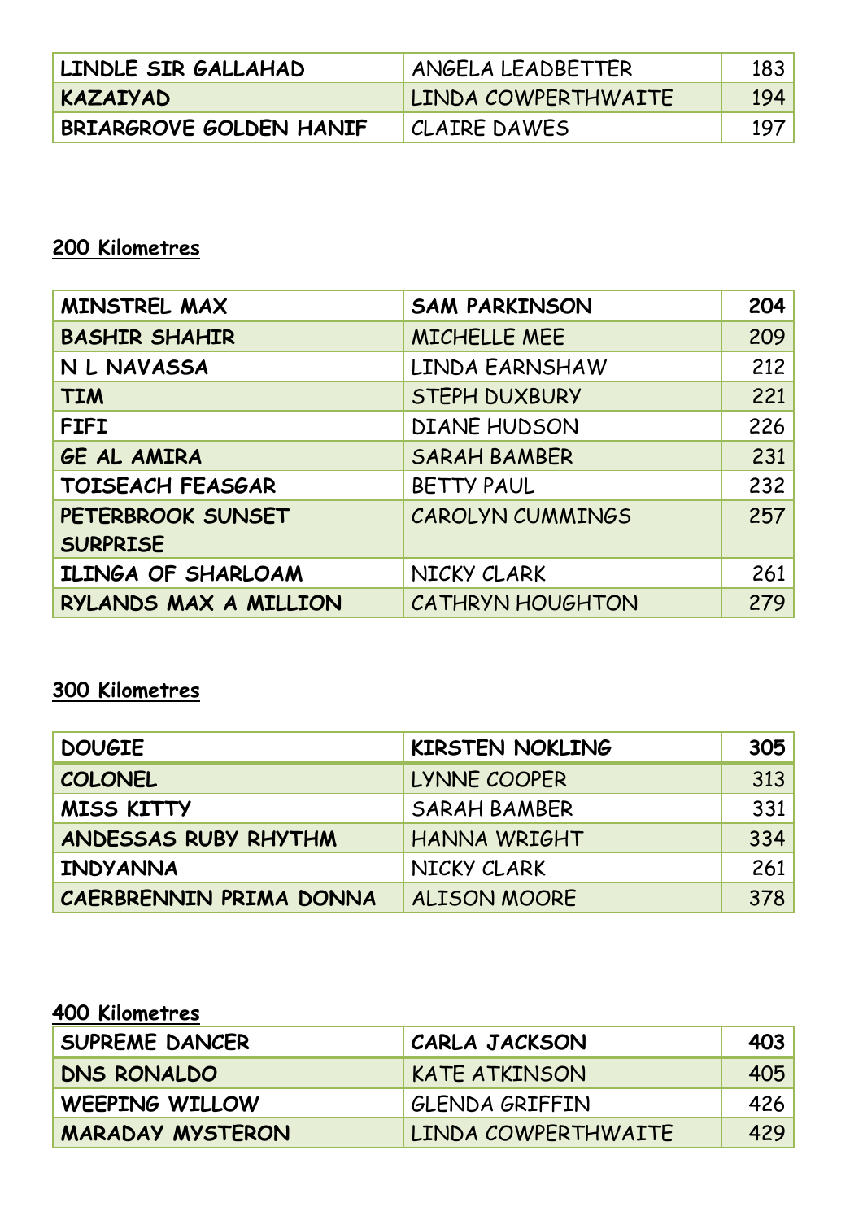| LINDLE SIR GALLAHAD | ANGELA LEADBETTER | 183 |
|---|---|---|
| KAZAIYAD | LINDA COWPERTHWAITE | 194 |
| BRIARGROVE GOLDEN HANIF | CLAIRE DAWES | 197 |

## 200 Kilometres

| MINSTREL MAX | SAM PARKINSON | 204 |
|---|---|---|
| BASHIR SHAHIR | MICHELLE MEE | 209 |
| N L NAVASSA | LINDA EARNSHAW | 212 |
| TIM | STEPH DUXBURY | 221 |
| FIFI | DIANE HUDSON | 226 |
| GE AL AMIRA | SARAH BAMBER | 231 |
| TOISEACH FEASGAR | BETTY PAUL | 232 |
| PETERBROOK SUNSET SURPRISE | CAROLYN CUMMINGS | 257 |
| ILINGA OF SHARLOAM | NICKY CLARK | 261 |
| RYLANDS MAX A MILLION | CATHRYN HOUGHTON | 279 |

## 300 Kilometres

| DOUGIE | KIRSTEN NOKLING | 305 |
|---|---|---|
| COLONEL | LYNNE COOPER | 313 |
| MISS KITTY | SARAH BAMBER | 331 |
| ANDESSAS RUBY RHYTHM | HANNA WRIGHT | 334 |
| INDYANNA | NICKY CLARK | 261 |
| CAERBRENNIN PRIMA DONNA | ALISON MOORE | 378 |

## 400 Kilometres

| SUPREME DANCER | CARLA JACKSON | 403 |
|---|---|---|
| DNS RONALDO | KATE ATKINSON | 405 |
| WEEPING WILLOW | GLENDA GRIFFIN | 426 |
| MARADAY MYSTERON | LINDA COWPERTHWAITE | 429 |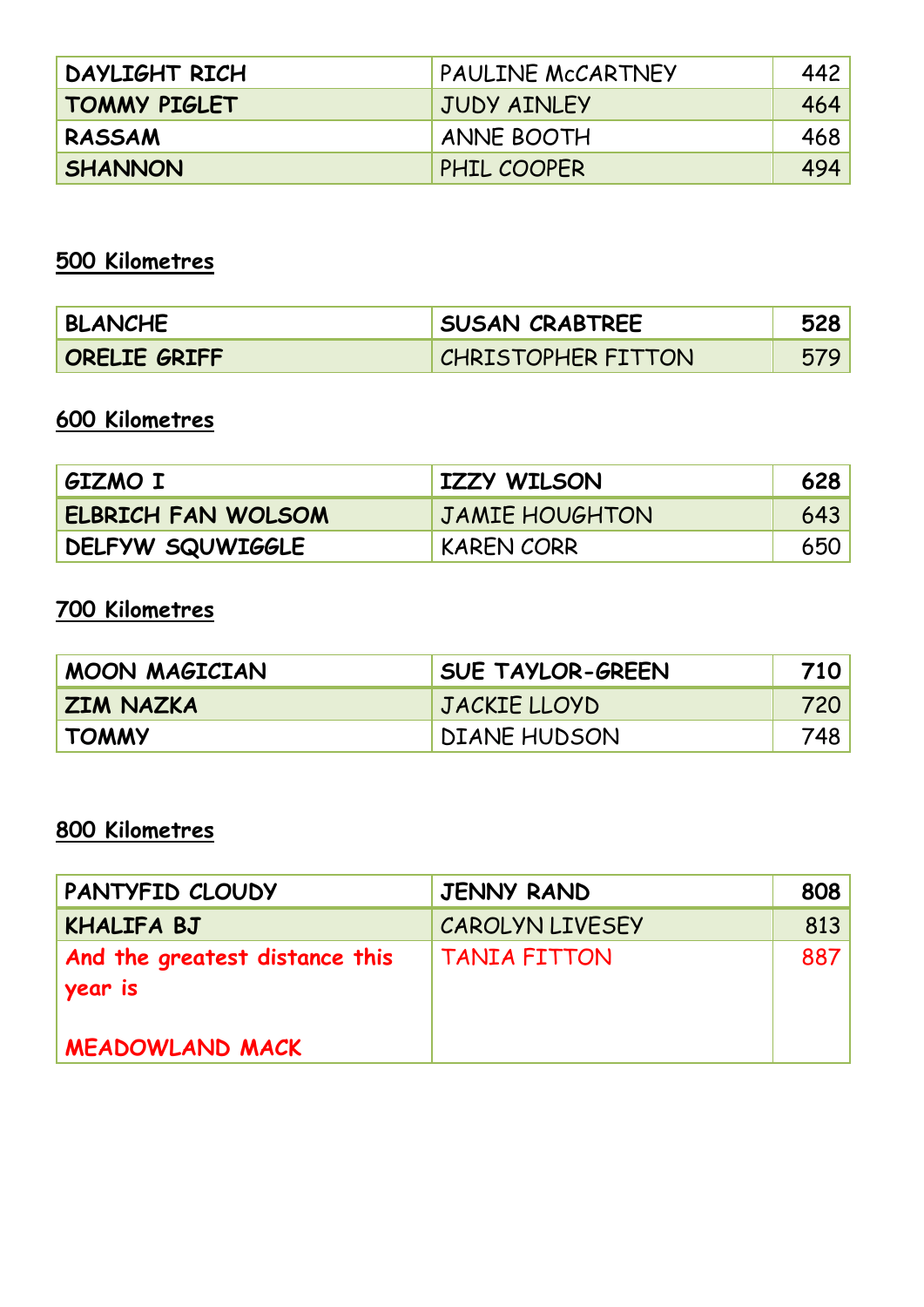| DAYLIGHT RICH | PAULINE McCARTNEY | 442 |
|---|---|---|
| TOMMY PIGLET | JUDY AINLEY | 464 |
| RASSAM | ANNE BOOTH | 468 |
| SHANNON | PHIL COOPER | 494 |

## 500 Kilometres

| BLANCHE | SUSAN CRABTREE | 528 |
|---|---|---|
| ORELIE GRIFF | CHRISTOPHER FITTON | 579 |

## 600 Kilometres

| GIZMO I | IZZY WILSON | 628 |
|---|---|---|
| ELBRICH FAN WOLSOM | JAMIE HOUGHTON | 643 |
| DELFYW SQUWIGGLE | KAREN CORR | 650 |

## 700 Kilometres

| MOON MAGICIAN | SUE TAYLOR-GREEN | 710 |
|---|---|---|
| ZIM NAZKA | JACKIE LLOYD | 720 |
| TOMMY | DIANE HUDSON | 748 |

## 800 Kilometres

| PANTYFID CLOUDY | JENNY RAND | 808 |
|---|---|---|
| KHALIFA BJ | CAROLYN LIVESEY | 813 |
| And the greatest distance this year is MEADOWLAND MACK | TANIA FITTON | 887 |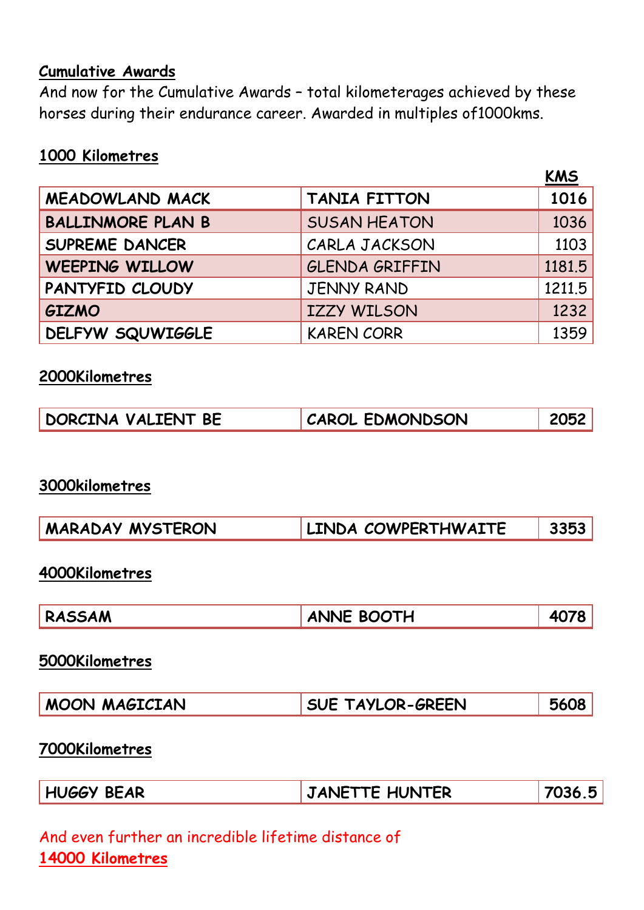## Cumulative Awards

And now for the Cumulative Awards – total kilometerages achieved by these horses during their endurance career. Awarded in multiples of1000kms.

### 1000 Kilometres

| | | KMS |
|---|---|---|
| **MEADOWLAND MACK** | **TANIA FITTON** | **1016** |
| **BALLINMORE PLAN B** | SUSAN HEATON | 1036 |
| **SUPREME DANCER** | CARLA JACKSON | 1103 |
| **WEEPING WILLOW** | GLENDA GRIFFIN | 1181.5 |
| **PANTYFID CLOUDY** | JENNY RAND | 1211.5 |
| **GIZMO** | IZZY WILSON | 1232 |
| **DELFYW SQUWIGGLE** | KAREN CORR | 1359 |

### 2000Kilometres

| | | |
|---|---|---|
| **DORCINA VALIENT BE** | **CAROL EDMONDSON** | **2052** |

### 3000kilometres

| | | |
|---|---|---|
| **MARADAY MYSTERON** | **LINDA COWPERTHWAITE** | **3353** |

### 4000Kilometres

| | | |
|---|---|---|
| **RASSAM** | **ANNE BOOTH** | **4078** |

### 5000Kilometres

| | | |
|---|---|---|
| **MOON MAGICIAN** | **SUE TAYLOR-GREEN** | **5608** |

### 7000Kilometres

| | | |
|---|---|---|
| **HUGGY BEAR** | **JANETTE HUNTER** | **7036.5** |

And even further an incredible lifetime distance of
**14000 Kilometres**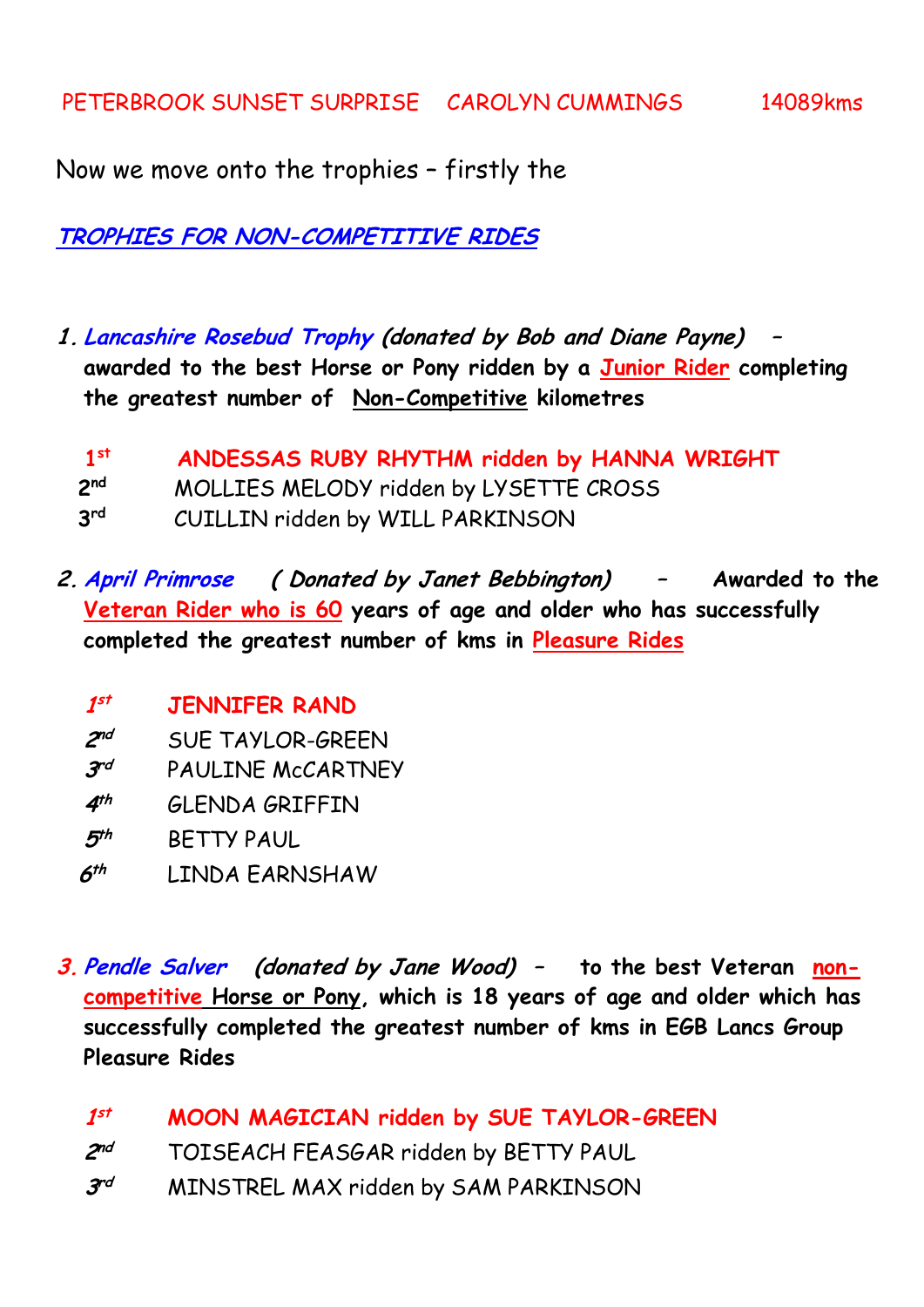PETERBROOK SUNSET SURPRISE    CAROLYN CUMMINGS    14089kms

Now we move onto the trophies – firstly the

## TROPHIES FOR NON-COMPETITIVE RIDES

1. ***Lancashire Rosebud Trophy*** ***(donated by Bob and Diane Payne)*** – **awarded to the best Horse or Pony ridden by a Junior Rider completing the greatest number of Non-Competitive kilometres**

   **1st    ANDESSAS RUBY RHYTHM ridden by HANNA WRIGHT**
   2nd    MOLLIES MELODY ridden by LYSETTE CROSS
   3rd    CUILLIN ridden by WILL PARKINSON

2. ***April Primrose*** ***( Donated by Janet Bebbington)*** – **Awarded to the Veteran Rider who is 60 years of age and older who has successfully completed the greatest number of kms in Pleasure Rides**

   **1st    JENNIFER RAND**
   2nd    SUE TAYLOR-GREEN
   3rd    PAULINE McCARTNEY
   4th    GLENDA GRIFFIN
   5th    BETTY PAUL
   6th    LINDA EARNSHAW

3. ***Pendle Salver*** ***(donated by Jane Wood)*** – **to the best Veteran non-competitive Horse or Pony, which is 18 years of age and older which has successfully completed the greatest number of kms in EGB Lancs Group Pleasure Rides**

   **1st    MOON MAGICIAN ridden by SUE TAYLOR-GREEN**
   2nd    TOISEACH FEASGAR ridden by BETTY PAUL
   3rd    MINSTREL MAX ridden by SAM PARKINSON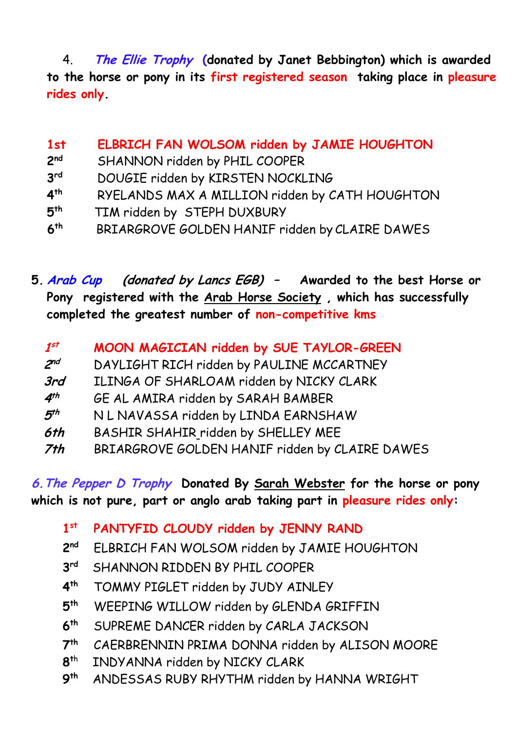4. ***The Ellie Trophy*** **(donated by Janet Bebbington) which is awarded to the horse or pony in its first registered season taking place in pleasure rides only.**

**1st ELBRICH FAN WOLSOM ridden by JAMIE HOUGHTON**
2nd SHANNON ridden by PHIL COOPER
3rd DOUGIE ridden by KIRSTEN NOCKLING
4th RYELANDS MAX A MILLION ridden by CATH HOUGHTON
5th TIM ridden by STEPH DUXBURY
6th BRIARGROVE GOLDEN HANIF ridden by CLAIRE DAWES

5. ***Arab Cup*** ***(donated by Lancs EGB)*** **– Awarded to the best Horse or Pony registered with the Arab Horse Society, which has successfully completed the greatest number of non-competitive kms**

***1st*** **MOON MAGICIAN ridden by SUE TAYLOR-GREEN**
*2nd* DAYLIGHT RICH ridden by PAULINE MCCARTNEY
*3rd* ILINGA OF SHARLOAM ridden by NICKY CLARK
*4th* GE AL AMIRA ridden by SARAH BAMBER
*5th* N L NAVASSA ridden by LINDA EARNSHAW
*6th* BASHIR SHAHIR ridden by SHELLEY MEE
*7th* BRIARGROVE GOLDEN HANIF ridden by CLAIRE DAWES

*6. The Pepper D Trophy* **Donated By Sarah Webster for the horse or pony which is not pure, part or anglo arab taking part in pleasure rides only:**

**1st PANTYFID CLOUDY ridden by JENNY RAND**
2nd ELBRICH FAN WOLSOM ridden by JAMIE HOUGHTON
3rd SHANNON RIDDEN BY PHIL COOPER
4th TOMMY PIGLET ridden by JUDY AINLEY
5th WEEPING WILLOW ridden by GLENDA GRIFFIN
6th SUPREME DANCER ridden by CARLA JACKSON
7th CAERBRENNIN PRIMA DONNA ridden by ALISON MOORE
8th INDYANNA ridden by NICKY CLARK
9th ANDESSAS RUBY RHYTHM ridden by HANNA WRIGHT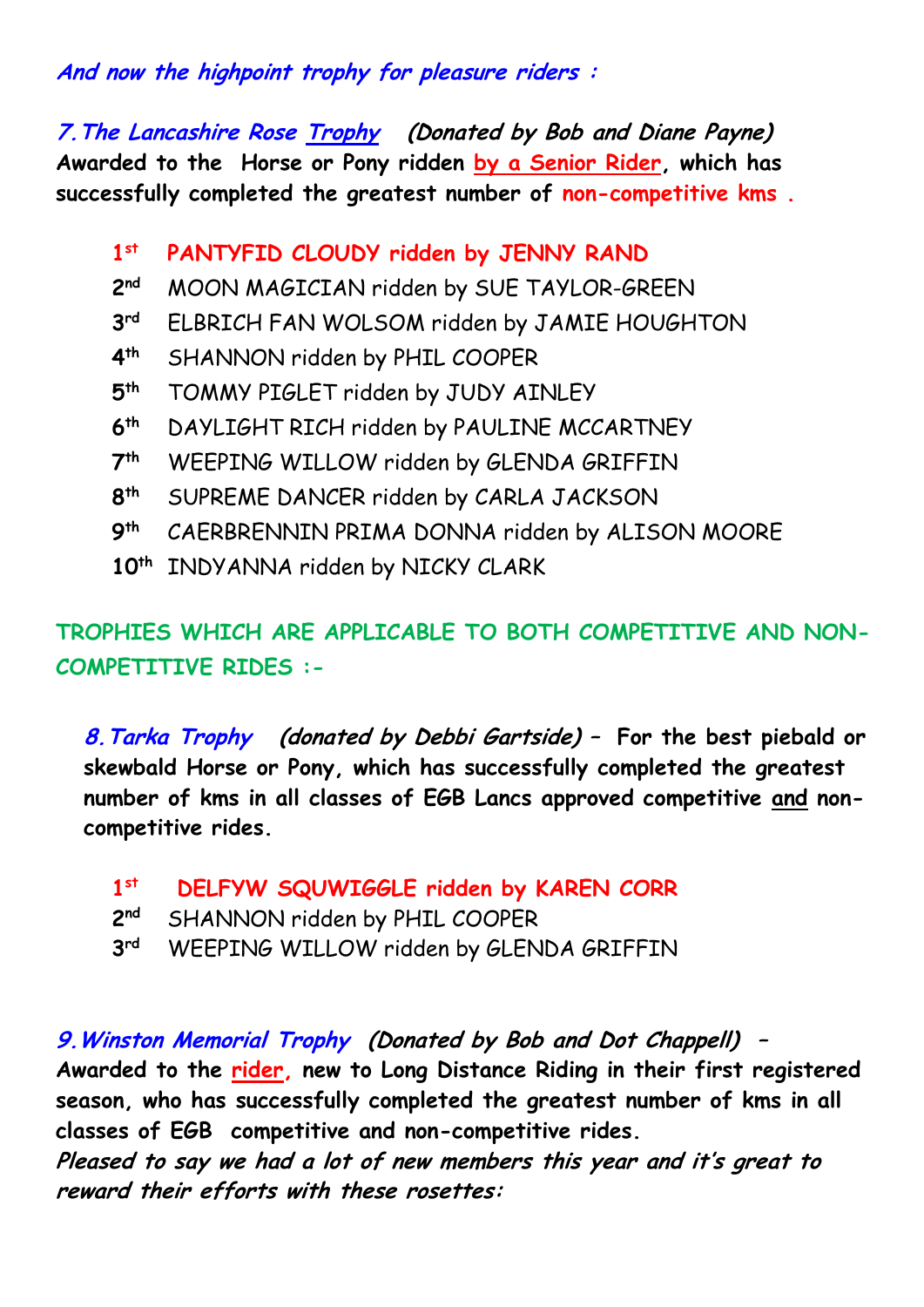***And now the highpoint trophy for pleasure riders :***

***7. The Lancashire Rose Trophy*** ***(Donated by Bob and Diane Payne)***
**Awarded to the Horse or Pony ridden by a Senior Rider, which has successfully completed the greatest number of non-competitive kms .**

- **1st PANTYFID CLOUDY ridden by JENNY RAND**
- 2nd MOON MAGICIAN ridden by SUE TAYLOR-GREEN
- 3rd ELBRICH FAN WOLSOM ridden by JAMIE HOUGHTON
- 4th SHANNON ridden by PHIL COOPER
- 5th TOMMY PIGLET ridden by JUDY AINLEY
- 6th DAYLIGHT RICH ridden by PAULINE MCCARTNEY
- 7th WEEPING WILLOW ridden by GLENDA GRIFFIN
- 8th SUPREME DANCER ridden by CARLA JACKSON
- 9th CAERBRENNIN PRIMA DONNA ridden by ALISON MOORE
- 10th INDYANNA ridden by NICKY CLARK

**TROPHIES WHICH ARE APPLICABLE TO BOTH COMPETITIVE AND NON-COMPETITIVE RIDES :-**

***8. Tarka Trophy*** ***(donated by Debbi Gartside)*** **– For the best piebald or skewbald Horse or Pony, which has successfully completed the greatest number of kms in all classes of EGB Lancs approved competitive and non-competitive rides.**

- **1st DELFYW SQUWIGGLE ridden by KAREN CORR**
- 2nd SHANNON ridden by PHIL COOPER
- 3rd WEEPING WILLOW ridden by GLENDA GRIFFIN

***9. Winston Memorial Trophy*** ***(Donated by Bob and Dot Chappell)*** **–**
**Awarded to the rider, new to Long Distance Riding in their first registered season, who has successfully completed the greatest number of kms in all classes of EGB competitive and non-competitive rides.**
***Pleased to say we had a lot of new members this year and it's great to reward their efforts with these rosettes:***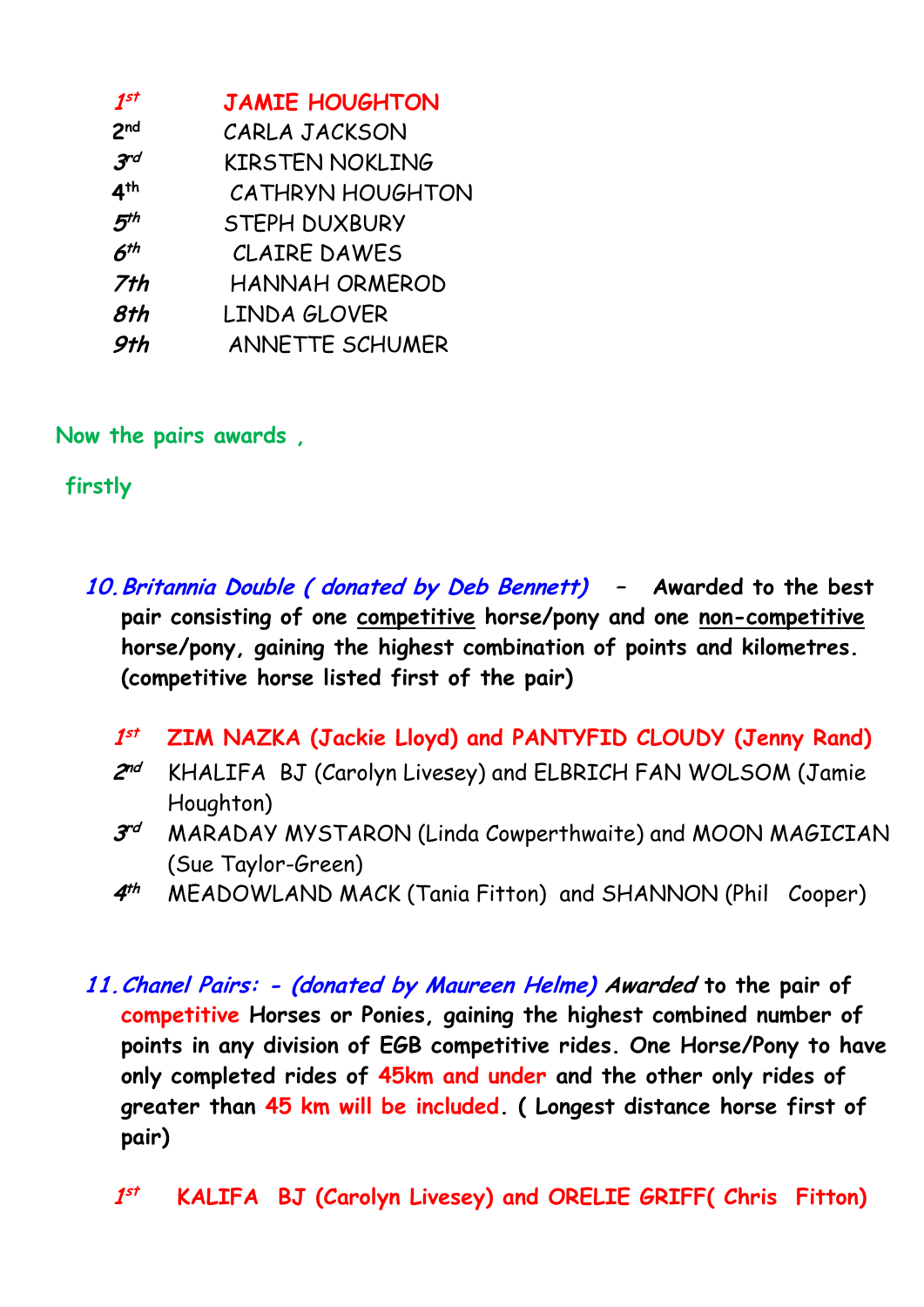| | |
|---|---|
| **1st** | **JAMIE HOUGHTON** |
| 2nd | CARLA JACKSON |
| 3rd | KIRSTEN NOKLING |
| 4th | CATHRYN HOUGHTON |
| 5th | STEPH DUXBURY |
| 6th | CLAIRE DAWES |
| 7th | HANNAH ORMEROD |
| 8th | LINDA GLOVER |
| 9th | ANNETTE SCHUMER |

**Now the pairs awards ,**

**firstly**

10. ***Britannia Double ( donated by Deb Bennett)*** **– Awarded to the best pair consisting of one competitive horse/pony and one non-competitive horse/pony, gaining the highest combination of points and kilometres. (competitive horse listed first of the pair)**

- **1st ZIM NAZKA (Jackie Lloyd) and PANTYFID CLOUDY (Jenny Rand)**
- 2nd KHALIFA BJ (Carolyn Livesey) and ELBRICH FAN WOLSOM (Jamie Houghton)
- 3rd MARADAY MYSTARON (Linda Cowperthwaite) and MOON MAGICIAN (Sue Taylor-Green)
- 4th MEADOWLAND MACK (Tania Fitton) and SHANNON (Phil Cooper)

11. ***Chanel Pairs: - (donated by Maureen Helme) Awarded*** **to the pair of competitive Horses or Ponies, gaining the highest combined number of points in any division of EGB competitive rides. One Horse/Pony to have only completed rides of 45km and under and the other only rides of greater than 45 km will be included. ( Longest distance horse first of pair)**

- **1st KALIFA BJ (Carolyn Livesey) and ORELIE GRIFF( Chris Fitton)**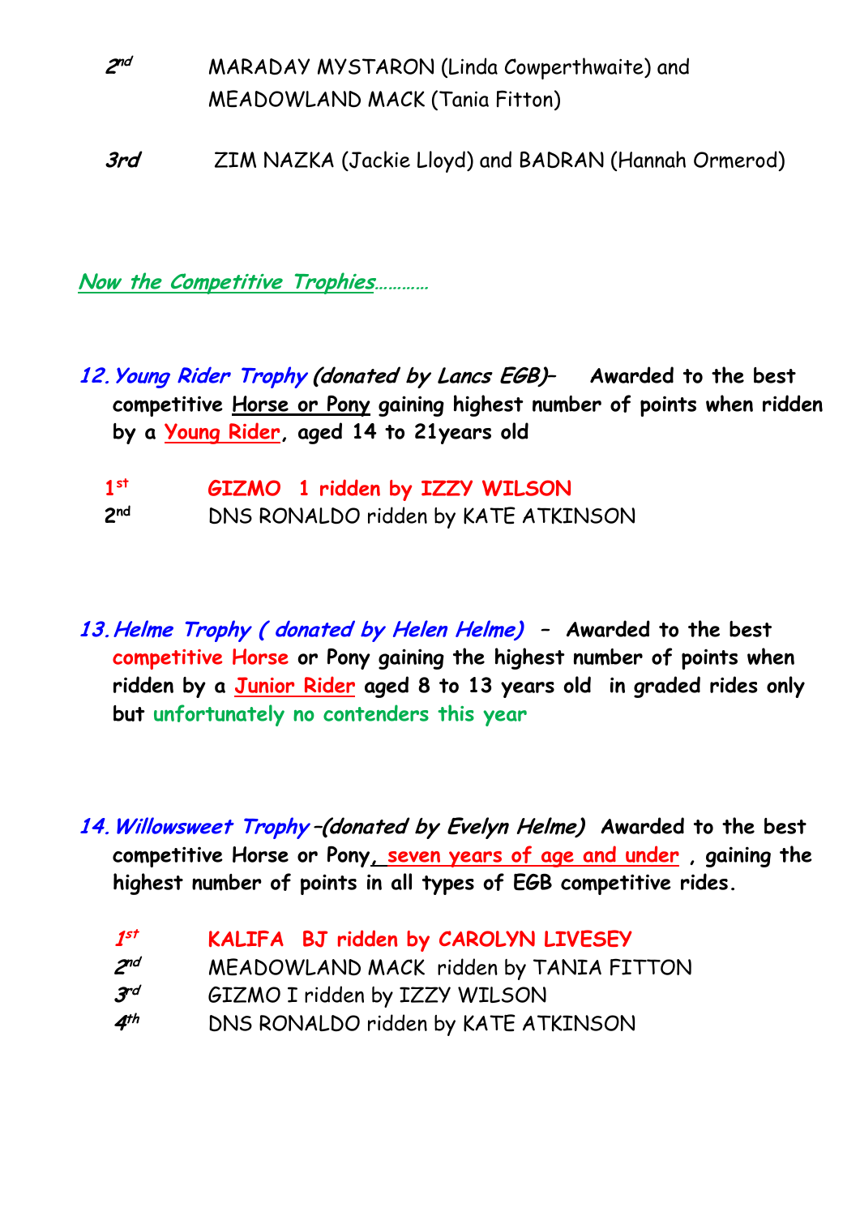2nd MARADAY MYSTARON (Linda Cowperthwaite) and MEADOWLAND MACK (Tania Fitton)

3rd ZIM NAZKA (Jackie Lloyd) and BADRAN (Hannah Ormerod)

*Now the Competitive Trophies…………*

12. ***Young Rider Trophy (donated by Lancs EGB)*– Awarded to the best competitive Horse or Pony gaining highest number of points when ridden by a Young Rider, aged 14 to 21years old**

**1st** **GIZMO 1 ridden by IZZY WILSON**
**2nd** DNS RONALDO ridden by KATE ATKINSON

13. ***Helme Trophy ( donated by Helen Helme)* – Awarded to the best competitive Horse or Pony gaining the highest number of points when ridden by a Junior Rider aged 8 to 13 years old in graded rides only but unfortunately no contenders this year**

14. ***Willowsweet Trophy –(donated by Evelyn Helme)* Awarded to the best competitive Horse or Pony, seven years of age and under , gaining the highest number of points in all types of EGB competitive rides.**

***1st*** **KALIFA BJ ridden by CAROLYN LIVESEY**
***2nd*** MEADOWLAND MACK ridden by TANIA FITTON
***3rd*** GIZMO I ridden by IZZY WILSON
***4th*** DNS RONALDO ridden by KATE ATKINSON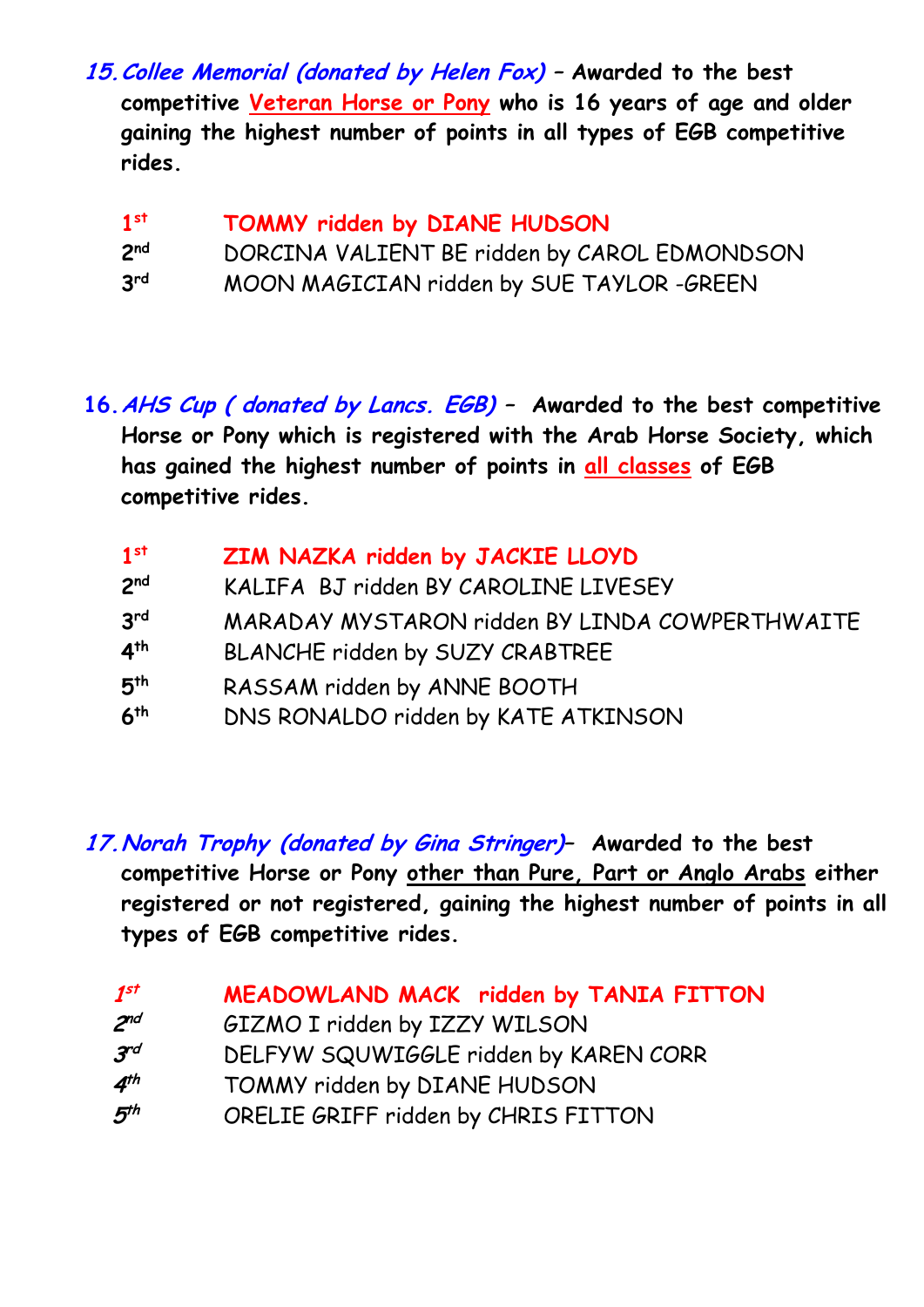15. ***Collee Memorial (donated by Helen Fox)*** – **Awarded to the best competitive Veteran Horse or Pony who is 16 years of age and older gaining the highest number of points in all types of EGB competitive rides.**

1st **TOMMY ridden by DIANE HUDSON**
2nd DORCINA VALIENT BE ridden by CAROL EDMONDSON
3rd MOON MAGICIAN ridden by SUE TAYLOR -GREEN

16. ***AHS Cup ( donated by Lancs. EGB)*** – **Awarded to the best competitive Horse or Pony which is registered with the Arab Horse Society, which has gained the highest number of points in all classes of EGB competitive rides.**

1st **ZIM NAZKA ridden by JACKIE LLOYD**
2nd KALIFA BJ ridden BY CAROLINE LIVESEY
3rd MARADAY MYSTARON ridden BY LINDA COWPERTHWAITE
4th BLANCHE ridden by SUZY CRABTREE
5th RASSAM ridden by ANNE BOOTH
6th DNS RONALDO ridden by KATE ATKINSON

17. ***Norah Trophy (donated by Gina Stringer)*** – **Awarded to the best competitive Horse or Pony other than Pure, Part or Anglo Arabs either registered or not registered, gaining the highest number of points in all types of EGB competitive rides.**

*1st* **MEADOWLAND MACK ridden by TANIA FITTON**
*2nd* GIZMO I ridden by IZZY WILSON
*3rd* DELFYW SQUWIGGLE ridden by KAREN CORR
*4th* TOMMY ridden by DIANE HUDSON
*5th* ORELIE GRIFF ridden by CHRIS FITTON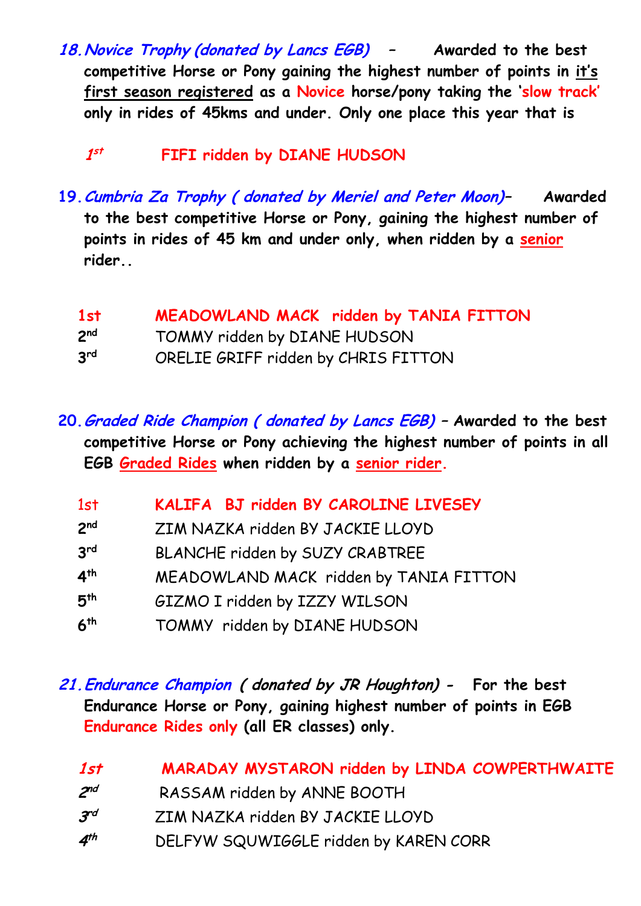18. ***Novice Trophy (donated by Lancs EGB)*** – **Awarded to the best competitive Horse or Pony gaining the highest number of points in it's first season registered as a Novice horse/pony taking the 'slow track' only in rides of 45kms and under. Only one place this year that is**

1st FIFI ridden by DIANE HUDSON

19. ***Cumbria Za Trophy ( donated by Meriel and Peter Moon)*** – **Awarded to the best competitive Horse or Pony, gaining the highest number of points in rides of 45 km and under only, when ridden by a senior rider..**

| | |
|---|---|
| 1st | **MEADOWLAND MACK ridden by TANIA FITTON** |
| 2nd | TOMMY ridden by DIANE HUDSON |
| 3rd | ORELIE GRIFF ridden by CHRIS FITTON |

20. ***Graded Ride Champion ( donated by Lancs EGB)*** – **Awarded to the best competitive Horse or Pony achieving the highest number of points in all EGB Graded Rides when ridden by a senior rider.**

| | |
|---|---|
| 1st | **KALIFA BJ ridden BY CAROLINE LIVESEY** |
| 2nd | ZIM NAZKA ridden BY JACKIE LLOYD |
| 3rd | BLANCHE ridden by SUZY CRABTREE |
| 4th | MEADOWLAND MACK ridden by TANIA FITTON |
| 5th | GIZMO I ridden by IZZY WILSON |
| 6th | TOMMY ridden by DIANE HUDSON |

21. ***Endurance Champion ( donated by JR Houghton)*** - **For the best Endurance Horse or Pony, gaining highest number of points in EGB Endurance Rides only (all ER classes) only.**

| | |
|---|---|
| *1st* | **MARADAY MYSTARON ridden by LINDA COWPERTHWAITE** |
| *2nd* | RASSAM ridden by ANNE BOOTH |
| *3rd* | ZIM NAZKA ridden BY JACKIE LLOYD |
| *4th* | DELFYW SQUWIGGLE ridden by KAREN CORR |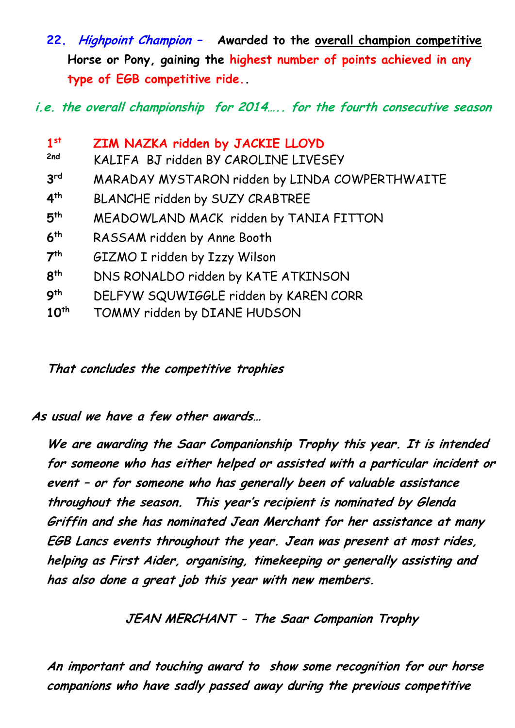22. ***Highpoint Champion*** – **Awarded to the overall champion competitive Horse or Pony, gaining the highest number of points achieved in any type of EGB competitive ride..**

***i.e. the overall championship for 2014….. for the fourth consecutive season***

1st **ZIM NAZKA ridden by JACKIE LLOYD**
2nd KALIFA BJ ridden BY CAROLINE LIVESEY
3rd MARADAY MYSTARON ridden by LINDA COWPERTHWAITE
4th BLANCHE ridden by SUZY CRABTREE
5th MEADOWLAND MACK ridden by TANIA FITTON
6th RASSAM ridden by Anne Booth
7th GIZMO I ridden by Izzy Wilson
8th DNS RONALDO ridden by KATE ATKINSON
9th DELFYW SQUWIGGLE ridden by KAREN CORR
10th TOMMY ridden by DIANE HUDSON

***That concludes the competitive trophies***

***As usual we have a few other awards…***

***We are awarding the Saar Companionship Trophy this year. It is intended for someone who has either helped or assisted with a particular incident or event – or for someone who has generally been of valuable assistance throughout the season. This year's recipient is nominated by Glenda Griffin and she has nominated Jean Merchant for her assistance at many EGB Lancs events throughout the year. Jean was present at most rides, helping as First Aider, organising, timekeeping or generally assisting and has also done a great job this year with new members.***

***JEAN MERCHANT - The Saar Companion Trophy***

***An important and touching award to show some recognition for our horse companions who have sadly passed away during the previous competitive***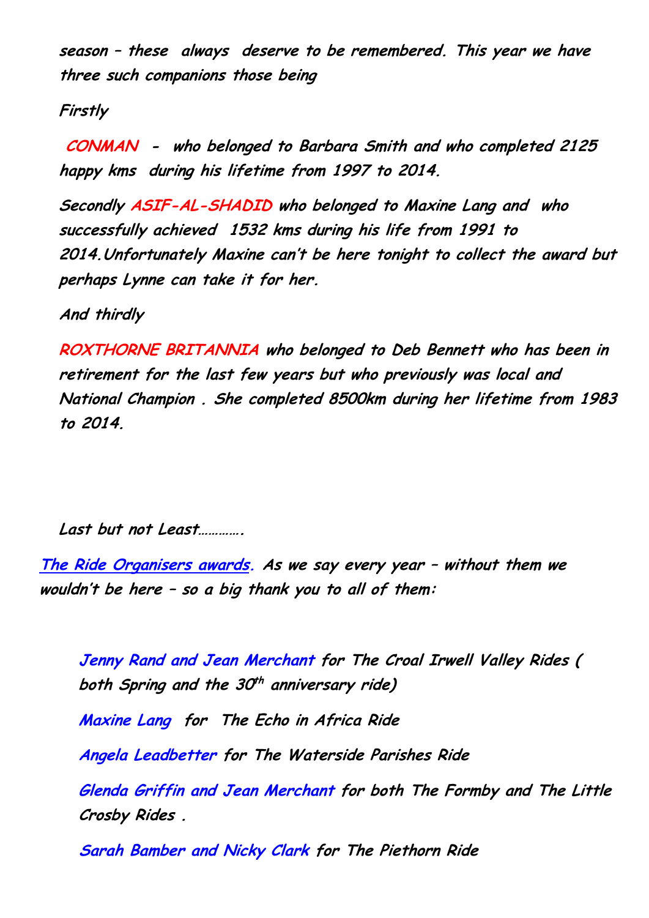***season – these always deserve to be remembered. This year we have three such companions those being***

***Firstly***

***CONMAN - who belonged to Barbara Smith and who completed 2125 happy kms during his lifetime from 1997 to 2014.***

***Secondly ASIF-AL-SHADID who belonged to Maxine Lang and who successfully achieved 1532 kms during his life from 1991 to 2014.Unfortunately Maxine can't be here tonight to collect the award but perhaps Lynne can take it for her.***

***And thirdly***

***ROXTHORNE BRITANNIA who belonged to Deb Bennett who has been in retirement for the last few years but who previously was local and National Champion . She completed 8500km during her lifetime from 1983 to 2014.***

***Last but not Least………….***

***The Ride Organisers awards. As we say every year – without them we wouldn't be here – so a big thank you to all of them:***

***Jenny Rand and Jean Merchant for The Croal Irwell Valley Rides ( both Spring and the 30th anniversary ride)***

***Maxine Lang for The Echo in Africa Ride***

***Angela Leadbetter for The Waterside Parishes Ride***

***Glenda Griffin and Jean Merchant for both The Formby and The Little Crosby Rides .***

***Sarah Bamber and Nicky Clark for The Piethorn Ride***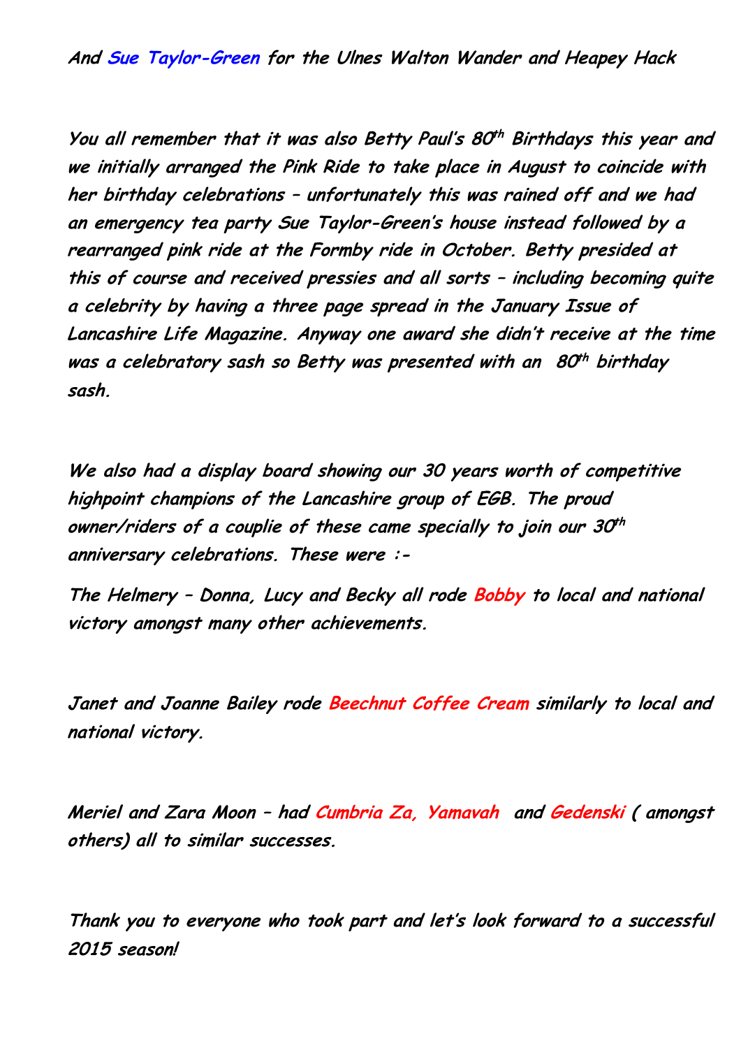***And Sue Taylor-Green for the Ulnes Walton Wander and Heapey Hack***

***You all remember that it was also Betty Paul's 80th Birthdays this year and we initially arranged the Pink Ride to take place in August to coincide with her birthday celebrations – unfortunately this was rained off and we had an emergency tea party Sue Taylor-Green's house instead followed by a rearranged pink ride at the Formby ride in October. Betty presided at this of course and received pressies and all sorts – including becoming quite a celebrity by having a three page spread in the January Issue of Lancashire Life Magazine. Anyway one award she didn't receive at the time was a celebratory sash so Betty was presented with an 80th birthday sash.***

***We also had a display board showing our 30 years worth of competitive highpoint champions of the Lancashire group of EGB. The proud owner/riders of a couplie of these came specially to join our 30th anniversary celebrations. These were :-***

***The Helmery – Donna, Lucy and Becky all rode Bobby to local and national victory amongst many other achievements.***

***Janet and Joanne Bailey rode Beechnut Coffee Cream similarly to local and national victory.***

***Meriel and Zara Moon – had Cumbria Za, Yamavah and Gedenski ( amongst others) all to similar successes.***

***Thank you to everyone who took part and let's look forward to a successful 2015 season!***